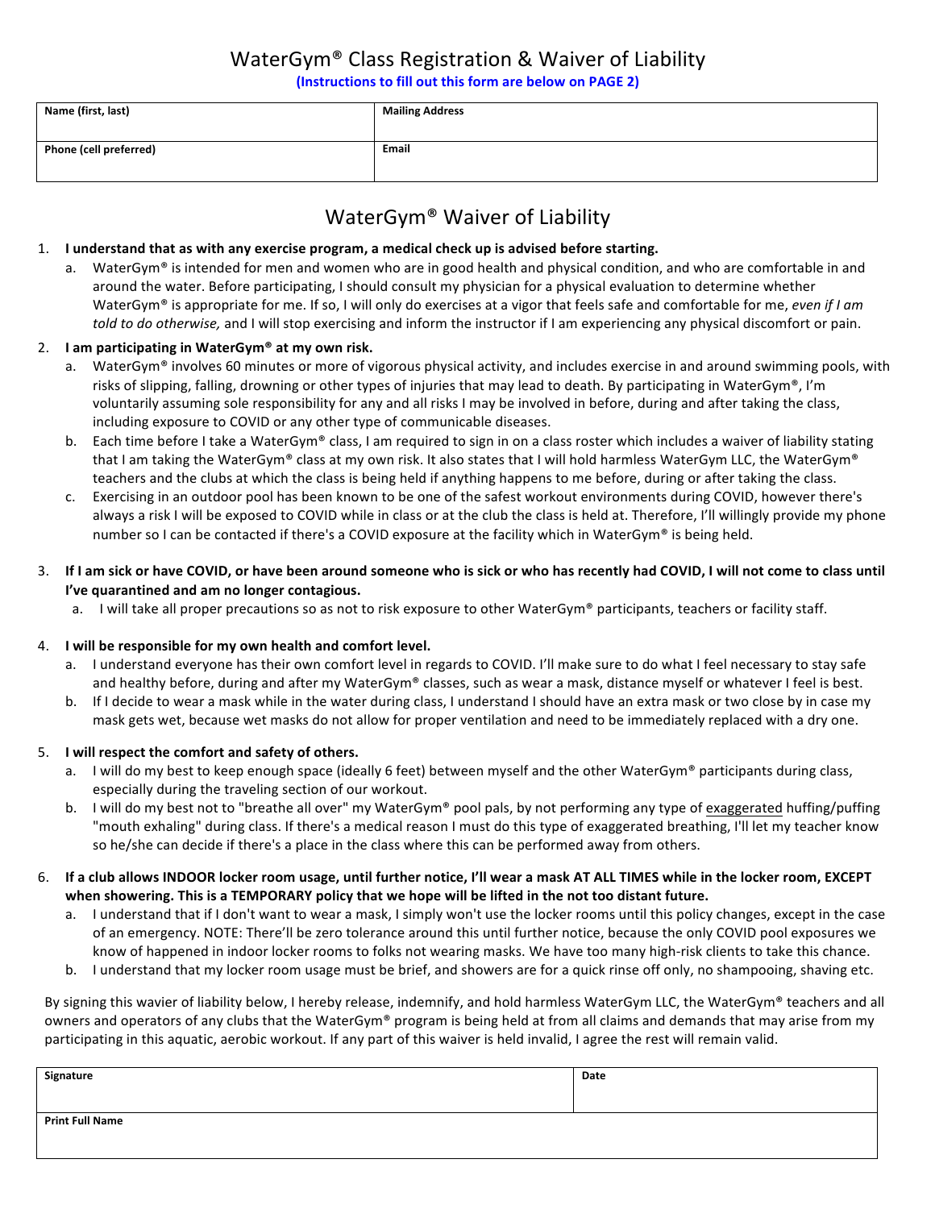# WaterGym® Class Registration & Waiver of Liability

**(Instructions to fill out this form are below on PAGE 2)**

| Name (first, last) | Mailing Address |
|---|---|
| **Phone (cell preferred)** | **Email** |

## WaterGym® Waiver of Liability

1. **I understand that as with any exercise program, a medical check up is advised before starting.**
   a. WaterGym® is intended for men and women who are in good health and physical condition, and who are comfortable in and around the water. Before participating, I should consult my physician for a physical evaluation to determine whether WaterGym® is appropriate for me. If so, I will only do exercises at a vigor that feels safe and comfortable for me, *even if I am told to do otherwise,* and I will stop exercising and inform the instructor if I am experiencing any physical discomfort or pain.

2. **I am participating in WaterGym® at my own risk.**
   a. WaterGym® involves 60 minutes or more of vigorous physical activity, and includes exercise in and around swimming pools, with risks of slipping, falling, drowning or other types of injuries that may lead to death. By participating in WaterGym®, I'm voluntarily assuming sole responsibility for any and all risks I may be involved in before, during and after taking the class, including exposure to COVID or any other type of communicable diseases.
   b. Each time before I take a WaterGym® class, I am required to sign in on a class roster which includes a waiver of liability stating that I am taking the WaterGym® class at my own risk. It also states that I will hold harmless WaterGym LLC, the WaterGym® teachers and the clubs at which the class is being held if anything happens to me before, during or after taking the class.
   c. Exercising in an outdoor pool has been known to be one of the safest workout environments during COVID, however there's always a risk I will be exposed to COVID while in class or at the club the class is held at. Therefore, I'll willingly provide my phone number so I can be contacted if there's a COVID exposure at the facility which in WaterGym® is being held.

3. **If I am sick or have COVID, or have been around someone who is sick or who has recently had COVID, I will not come to class until I've quarantined and am no longer contagious.**
   a. I will take all proper precautions so as not to risk exposure to other WaterGym® participants, teachers or facility staff.

4. **I will be responsible for my own health and comfort level.**
   a. I understand everyone has their own comfort level in regards to COVID. I'll make sure to do what I feel necessary to stay safe and healthy before, during and after my WaterGym® classes, such as wear a mask, distance myself or whatever I feel is best.
   b. If I decide to wear a mask while in the water during class, I understand I should have an extra mask or two close by in case my mask gets wet, because wet masks do not allow for proper ventilation and need to be immediately replaced with a dry one.

5. **I will respect the comfort and safety of others.**
   a. I will do my best to keep enough space (ideally 6 feet) between myself and the other WaterGym® participants during class, especially during the traveling section of our workout.
   b. I will do my best not to "breathe all over" my WaterGym® pool pals, by not performing any type of exaggerated huffing/puffing "mouth exhaling" during class. If there's a medical reason I must do this type of exaggerated breathing, I'll let my teacher know so he/she can decide if there's a place in the class where this can be performed away from others.

6. **If a club allows INDOOR locker room usage, until further notice, I'll wear a mask AT ALL TIMES while in the locker room, EXCEPT when showering. This is a TEMPORARY policy that we hope will be lifted in the not too distant future.**
   a. I understand that if I don't want to wear a mask, I simply won't use the locker rooms until this policy changes, except in the case of an emergency. NOTE: There'll be zero tolerance around this until further notice, because the only COVID pool exposures we know of happened in indoor locker rooms to folks not wearing masks. We have too many high-risk clients to take this chance.
   b. I understand that my locker room usage must be brief, and showers are for a quick rinse off only, no shampooing, shaving etc.

By signing this wavier of liability below, I hereby release, indemnify, and hold harmless WaterGym LLC, the WaterGym® teachers and all owners and operators of any clubs that the WaterGym® program is being held at from all claims and demands that may arise from my participating in this aquatic, aerobic workout. If any part of this waiver is held invalid, I agree the rest will remain valid.

| Signature | Date |
|---|---|
| **Print Full Name** | |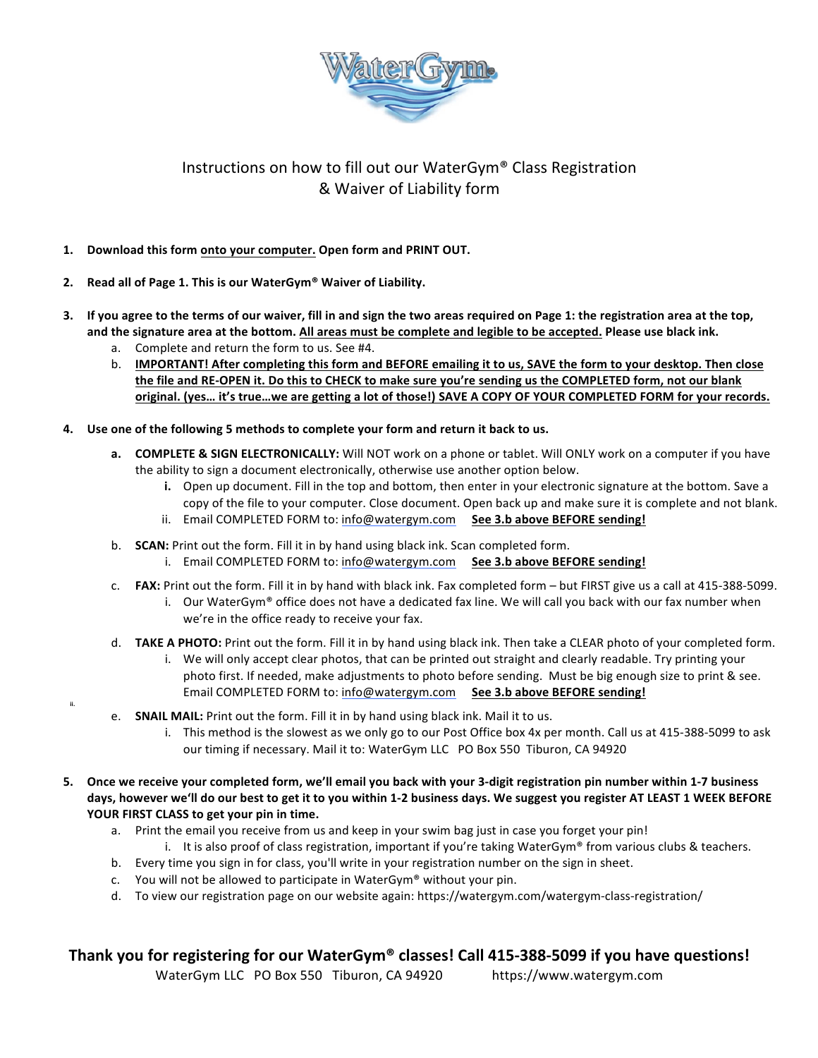# Instructions on how to fill out our WaterGym® Class Registration & Waiver of Liability form

1. **Download this form <u>onto your computer.</u> Open form and PRINT OUT.**

2. **Read all of Page 1. This is our WaterGym® Waiver of Liability.**

3. **If you agree to the terms of our waiver, fill in and sign the two areas required on Page 1: the registration area at the top, and the signature area at the bottom. <u>All areas must be complete and legible to be accepted.</u> Please use black ink.**
   a. Complete and return the form to us. See #4.
   b. **<u>IMPORTANT! After completing this form and BEFORE emailing it to us, SAVE the form to your desktop. Then close the file and RE-OPEN it. Do this to CHECK to make sure you're sending us the COMPLETED form, not our blank original. (yes… it's true…we are getting a lot of those!) SAVE A COPY OF YOUR COMPLETED FORM for your records.</u>**

4. **Use one of the following 5 methods to complete your form and return it back to us.**
   a. **COMPLETE & SIGN ELECTRONICALLY:** Will NOT work on a phone or tablet. Will ONLY work on a computer if you have the ability to sign a document electronically, otherwise use another option below.
      i. Open up document. Fill in the top and bottom, then enter in your electronic signature at the bottom. Save a copy of the file to your computer. Close document. Open back up and make sure it is complete and not blank.
      ii. Email COMPLETED FORM to: info@watergym.com **<u>See 3.b above BEFORE sending!</u>**
   b. **SCAN:** Print out the form. Fill it in by hand using black ink. Scan completed form.
      i. Email COMPLETED FORM to: info@watergym.com **<u>See 3.b above BEFORE sending!</u>**
   c. **FAX:** Print out the form. Fill it in by hand with black ink. Fax completed form – but FIRST give us a call at 415-388-5099.
      i. Our WaterGym® office does not have a dedicated fax line. We will call you back with our fax number when we're in the office ready to receive your fax.
   d. **TAKE A PHOTO:** Print out the form. Fill it in by hand using black ink. Then take a CLEAR photo of your completed form.
      i. We will only accept clear photos, that can be printed out straight and clearly readable. Try printing your photo first. If needed, make adjustments to photo before sending. Must be big enough size to print & see. Email COMPLETED FORM to: info@watergym.com **<u>See 3.b above BEFORE sending!</u>**
   e. **SNAIL MAIL:** Print out the form. Fill it in by hand using black ink. Mail it to us.
      i. This method is the slowest as we only go to our Post Office box 4x per month. Call us at 415-388-5099 to ask our timing if necessary. Mail it to: WaterGym LLC PO Box 550 Tiburon, CA 94920

5. **Once we receive your completed form, we'll email you back with your 3-digit registration pin number within 1-7 business days, however we'll do our best to get it to you within 1-2 business days. We suggest you register AT LEAST 1 WEEK BEFORE YOUR FIRST CLASS to get your pin in time.**
   a. Print the email you receive from us and keep in your swim bag just in case you forget your pin!
      i. It is also proof of class registration, important if you're taking WaterGym® from various clubs & teachers.
   b. Every time you sign in for class, you'll write in your registration number on the sign in sheet.
   c. You will not be allowed to participate in WaterGym® without your pin.
   d. To view our registration page on our website again: https://watergym.com/watergym-class-registration/

**Thank you for registering for our WaterGym® classes! Call 415-388-5099 if you have questions!**

WaterGym LLC PO Box 550 Tiburon, CA 94920 https://www.watergym.com